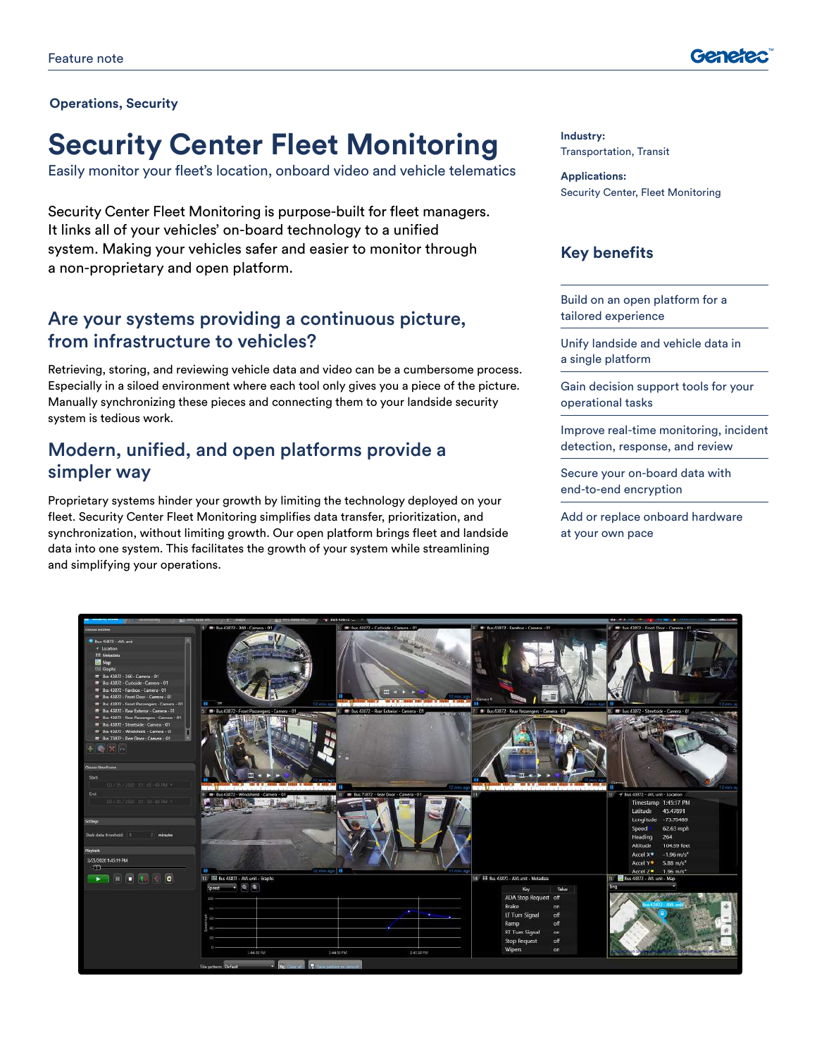Feature note

Operations, Security

# Security Center Fleet Monitoring

Easily monitor your fleet's location, onboard video and vehicle telematics

Security Center Fleet Monitoring is purpose-built for fleet managers. It links all of your vehicles' on-board technology to a unified system. Making your vehicles safer and easier to monitor through a non-proprietary and open platform.

## Are your systems providing a continuous picture, from infrastructure to vehicles?

Retrieving, storing, and reviewing vehicle data and video can be a cumbersome process. Especially in a siloed environment where each tool only gives you a piece of the picture. Manually synchronizing these pieces and connecting them to your landside security system is tedious work.

## Modern, unified, and open platforms provide a simpler way

Proprietary systems hinder your growth by limiting the technology deployed on your fleet. Security Center Fleet Monitoring simplifies data transfer, prioritization, and synchronization, without limiting growth. Our open platform brings fleet and landside data into one system. This facilitates the growth of your system while streamlining and simplifying your operations.

**Industry:**
Transportation, Transit

**Applications:**
Security Center, Fleet Monitoring

## Key benefits

- Build on an open platform for a tailored experience
- Unify landside and vehicle data in a single platform
- Gain decision support tools for your operational tasks
- Improve real-time monitoring, incident detection, response, and review
- Secure your on-board data with end-to-end encryption
- Add or replace onboard hardware at your own pace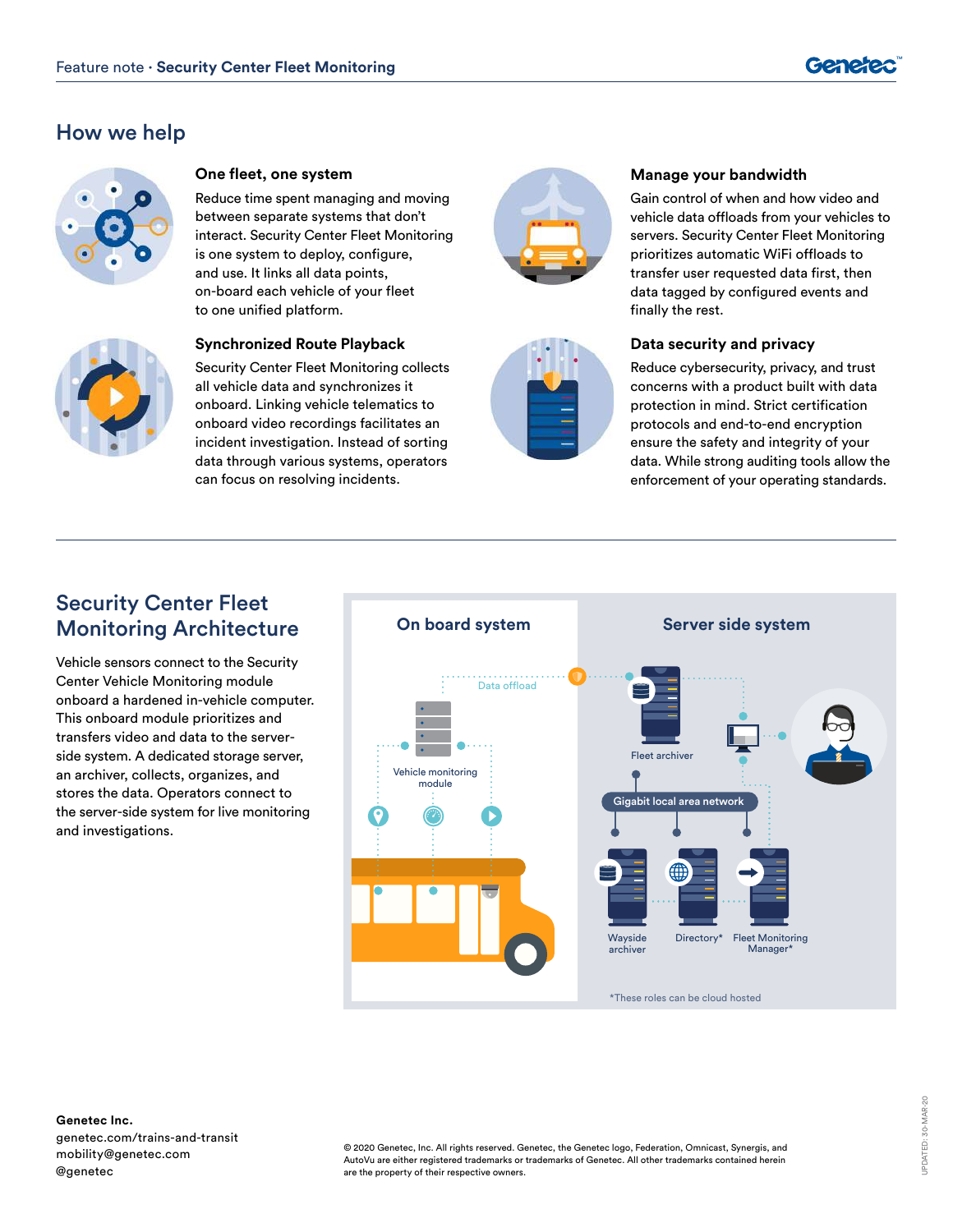## How we help

### One fleet, one system

Reduce time spent managing and moving between separate systems that don't interact. Security Center Fleet Monitoring is one system to deploy, configure, and use. It links all data points, on-board each vehicle of your fleet to one unified platform.

### Synchronized Route Playback

Security Center Fleet Monitoring collects all vehicle data and synchronizes it onboard. Linking vehicle telematics to onboard video recordings facilitates an incident investigation. Instead of sorting data through various systems, operators can focus on resolving incidents.

### Manage your bandwidth

Gain control of when and how video and vehicle data offloads from your vehicles to servers. Security Center Fleet Monitoring prioritizes automatic WiFi offloads to transfer user requested data first, then data tagged by configured events and finally the rest.

### Data security and privacy

Reduce cybersecurity, privacy, and trust concerns with a product built with data protection in mind. Strict certification protocols and end-to-end encryption ensure the safety and integrity of your data. While strong auditing tools allow the enforcement of your operating standards.

## Security Center Fleet Monitoring Architecture

Vehicle sensors connect to the Security Center Vehicle Monitoring module onboard a hardened in-vehicle computer. This onboard module prioritizes and transfers video and data to the server-side system. A dedicated storage server, an archiver, collects, organizes, and stores the data. Operators connect to the server-side system for live monitoring and investigations.

On board system

Data offload

Vehicle monitoring module

Server side system

Fleet archiver

Gigabit local area network

Wayside archiver

Directory*

Fleet Monitoring Manager*

*These roles can be cloud hosted

**Genetec Inc.**
genetec.com/trains-and-transit
mobility@genetec.com
@genetec

© 2020 Genetec, Inc. All rights reserved. Genetec, the Genetec logo, Federation, Omnicast, Synergis, and AutoVu are either registered trademarks or trademarks of Genetec. All other trademarks contained herein are the property of their respective owners.

UPDATED: 30-MAR-20